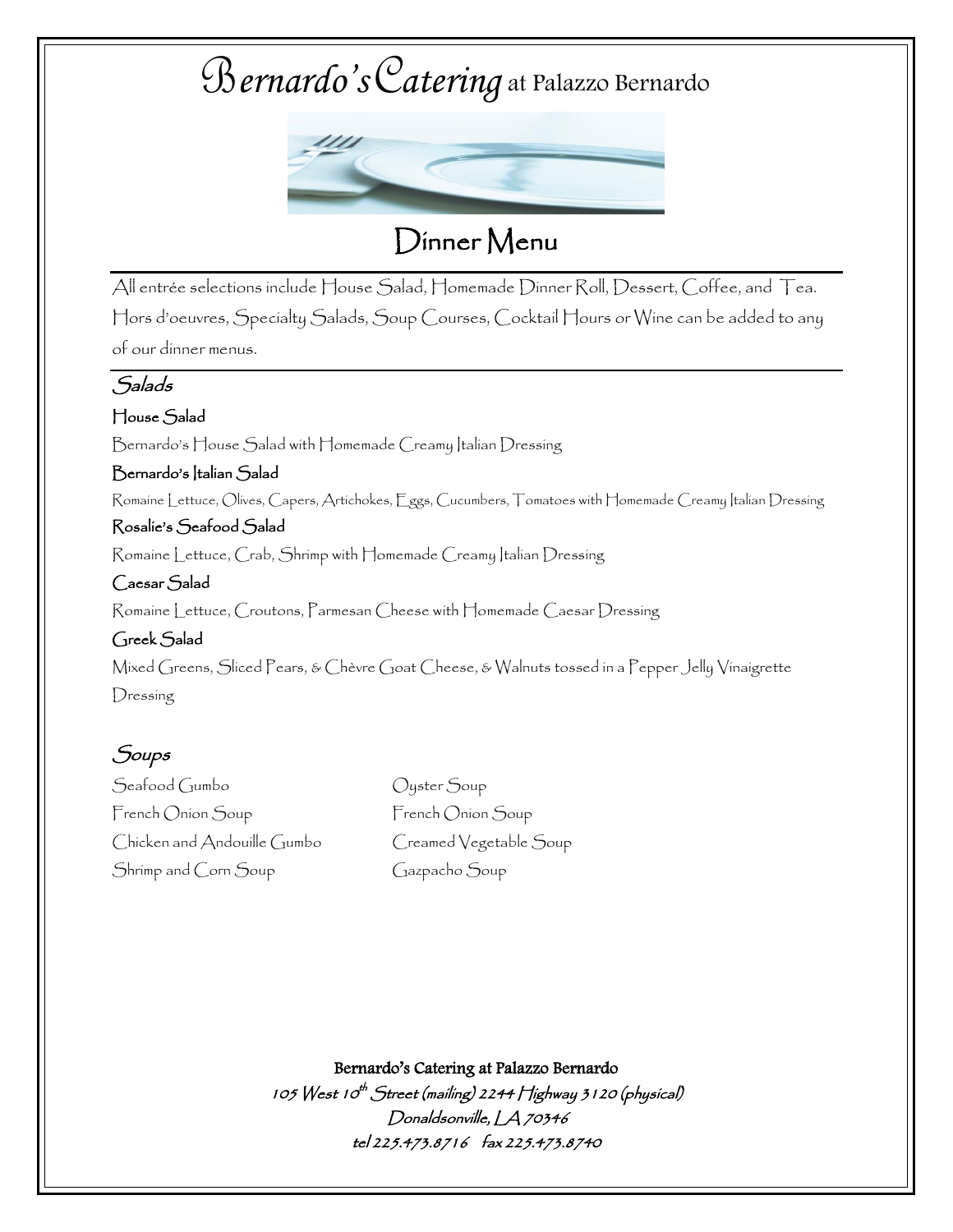# Bernardo's Catering at Palazzo Bernardo

## Dinner Menu

All entrée selections include House Salad, Homemade Dinner Roll, Dessert, Coffee, and Tea. Hors d'oeuvres, Specialty Salads, Soup Courses, Cocktail Hours or Wine can be added to any of our dinner menus.

### *Salads*

**House Salad**

Bernardo's House Salad with Homemade Creamy Italian Dressing

**Bernardo's Italian Salad**

Romaine Lettuce, Olives, Capers, Artichokes, Eggs, Cucumbers, Tomatoes with Homemade Creamy Italian Dressing

**Rosalie's Seafood Salad**

Romaine Lettuce, Crab, Shrimp with Homemade Creamy Italian Dressing

**Caesar Salad**

Romaine Lettuce, Croutons, Parmesan Cheese with Homemade Caesar Dressing

**Greek Salad**

Mixed Greens, Sliced Pears, & Chèvre Goat Cheese, & Walnuts tossed in a Pepper Jelly Vinaigrette Dressing

### *Soups*

Seafood Gumbo
French Onion Soup
Chicken and Andouille Gumbo
Shrimp and Corn Soup
Oyster Soup
French Onion Soup
Creamed Vegetable Soup
Gazpacho Soup

**Bernardo's Catering at Palazzo Bernardo**
*105 West 10th Street (mailing) 2244 Highway 3120 (physical)*
*Donaldsonville, LA 70346*
*tel 225.473.8716 fax 225.473.8740*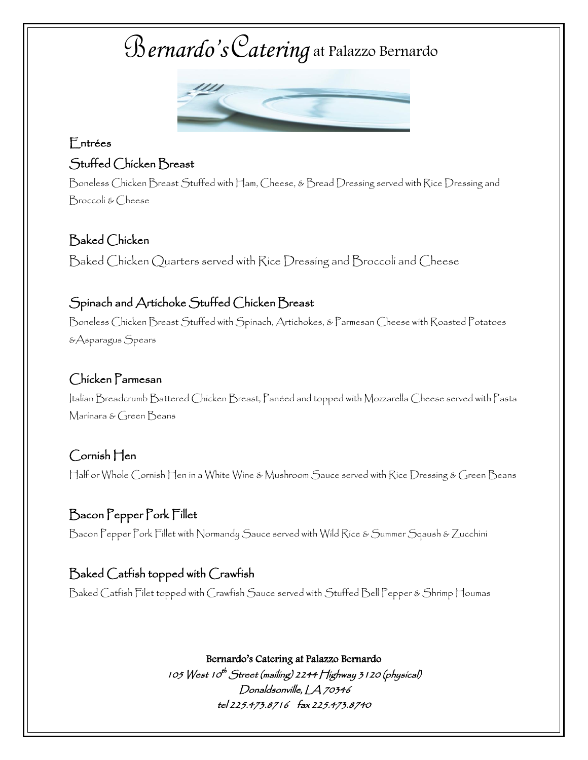# Bernardo's Catering at Palazzo Bernardo

## Entrées

### Stuffed Chicken Breast

Boneless Chicken Breast Stuffed with Ham, Cheese, & Bread Dressing served with Rice Dressing and Broccoli & Cheese

### Baked Chicken

Baked Chicken Quarters served with Rice Dressing and Broccoli and Cheese

### Spinach and Artichoke Stuffed Chicken Breast

Boneless Chicken Breast Stuffed with Spinach, Artichokes, & Parmesan Cheese with Roasted Potatoes &Asparagus Spears

### Chicken Parmesan

Italian Breadcrumb Battered Chicken Breast, Panéed and topped with Mozzarella Cheese served with Pasta Marinara & Green Beans

### Cornish Hen

Half or Whole Cornish Hen in a White Wine & Mushroom Sauce served with Rice Dressing & Green Beans

### Bacon Pepper Pork Fillet

Bacon Pepper Pork Fillet with Normandy Sauce served with Wild Rice & Summer Sqaush & Zucchini

### Baked Catfish topped with Crawfish

Baked Catfish Filet topped with Crawfish Sauce served with Stuffed Bell Pepper & Shrimp Houmas

**Bernardo's Catering at Palazzo Bernardo**

*105 West 10th Street (mailing) 2244 Highway 3120 (physical)*

*Donaldsonville, LA 70346*

*tel 225.473.8716 fax 225.473.8740*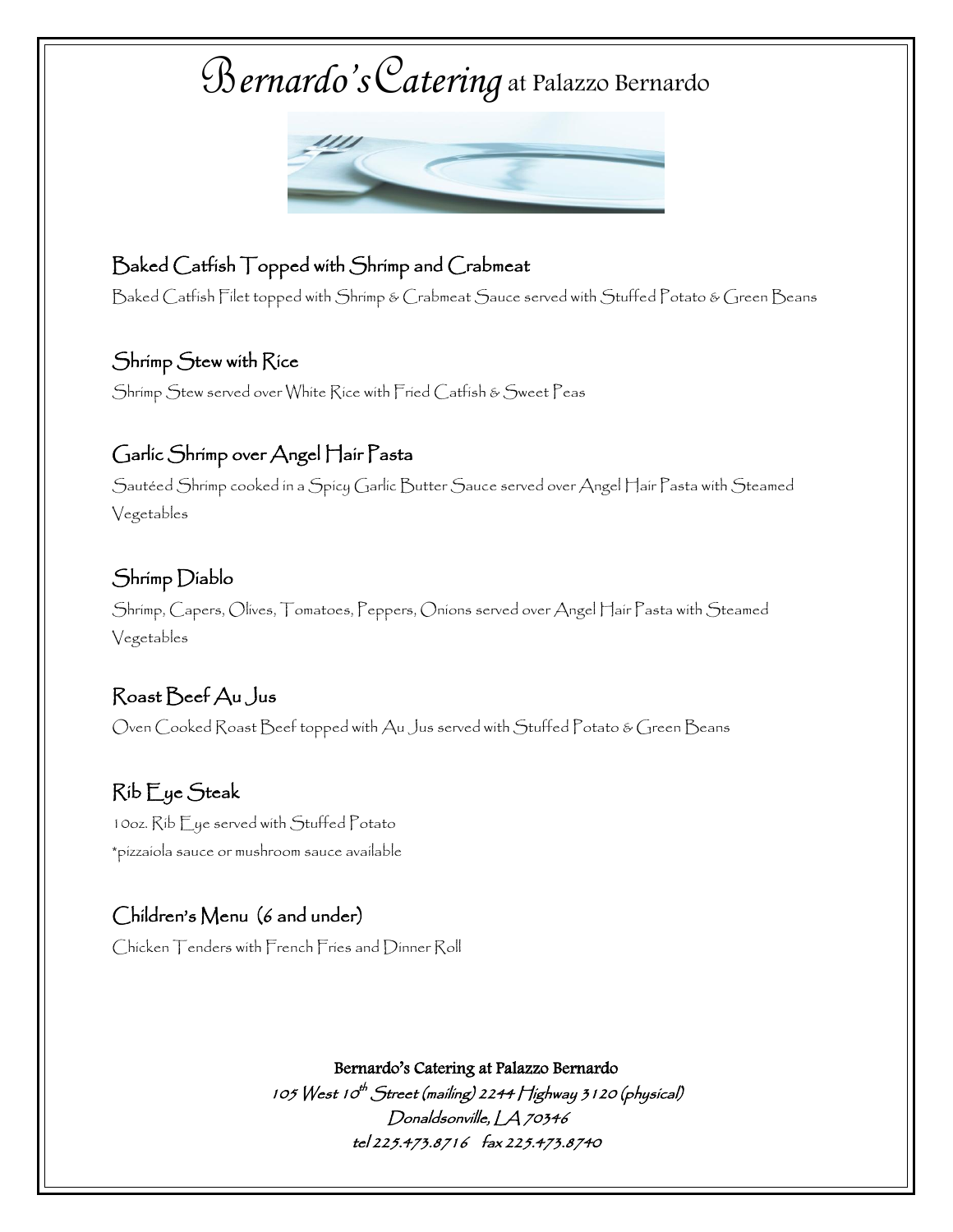# Bernardo's Catering at Palazzo Bernardo

## Baked Catfish Topped with Shrimp and Crabmeat

Baked Catfish Filet topped with Shrimp & Crabmeat Sauce served with Stuffed Potato & Green Beans

## Shrimp Stew with Rice

Shrimp Stew served over White Rice with Fried Catfish & Sweet Peas

## Garlic Shrimp over Angel Hair Pasta

Sautéed Shrimp cooked in a Spicy Garlic Butter Sauce served over Angel Hair Pasta with Steamed Vegetables

## Shrimp Diablo

Shrimp, Capers, Olives, Tomatoes, Peppers, Onions served over Angel Hair Pasta with Steamed Vegetables

## Roast Beef Au Jus

Oven Cooked Roast Beef topped with Au Jus served with Stuffed Potato & Green Beans

## Rib Eye Steak

10oz. Rib Eye served with Stuffed Potato

*pizzaiola sauce or mushroom sauce available

## Children's Menu (6 and under)

Chicken Tenders with French Fries and Dinner Roll

**Bernardo's Catering at Palazzo Bernardo**

*105 West 10th Street (mailing) 2244 Highway 3120 (physical)*

*Donaldsonville, LA 70346*

*tel 225.473.8716 fax 225.473.8740*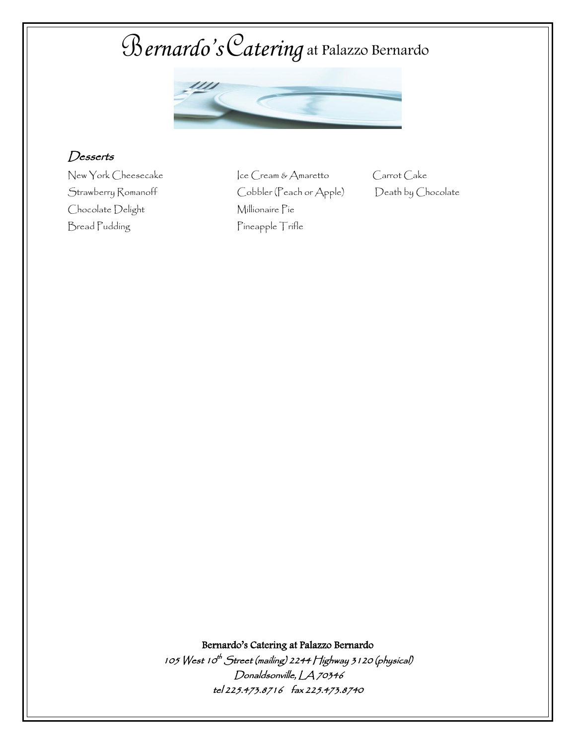# Bernardo's Catering at Palazzo Bernardo

## Desserts

- New York Cheesecake
- Strawberry Romanoff
- Chocolate Delight
- Bread Pudding
- Ice Cream & Amaretto
- Cobbler (Peach or Apple)
- Millionaire Pie
- Pineapple Trifle
- Carrot Cake
- Death by Chocolate

**Bernardo's Catering at Palazzo Bernardo**

*105 West 10th Street (mailing) 2244 Highway 3120 (physical)*

*Donaldsonville, LA 70346*

*tel 225.473.8716 fax 225.473.8740*